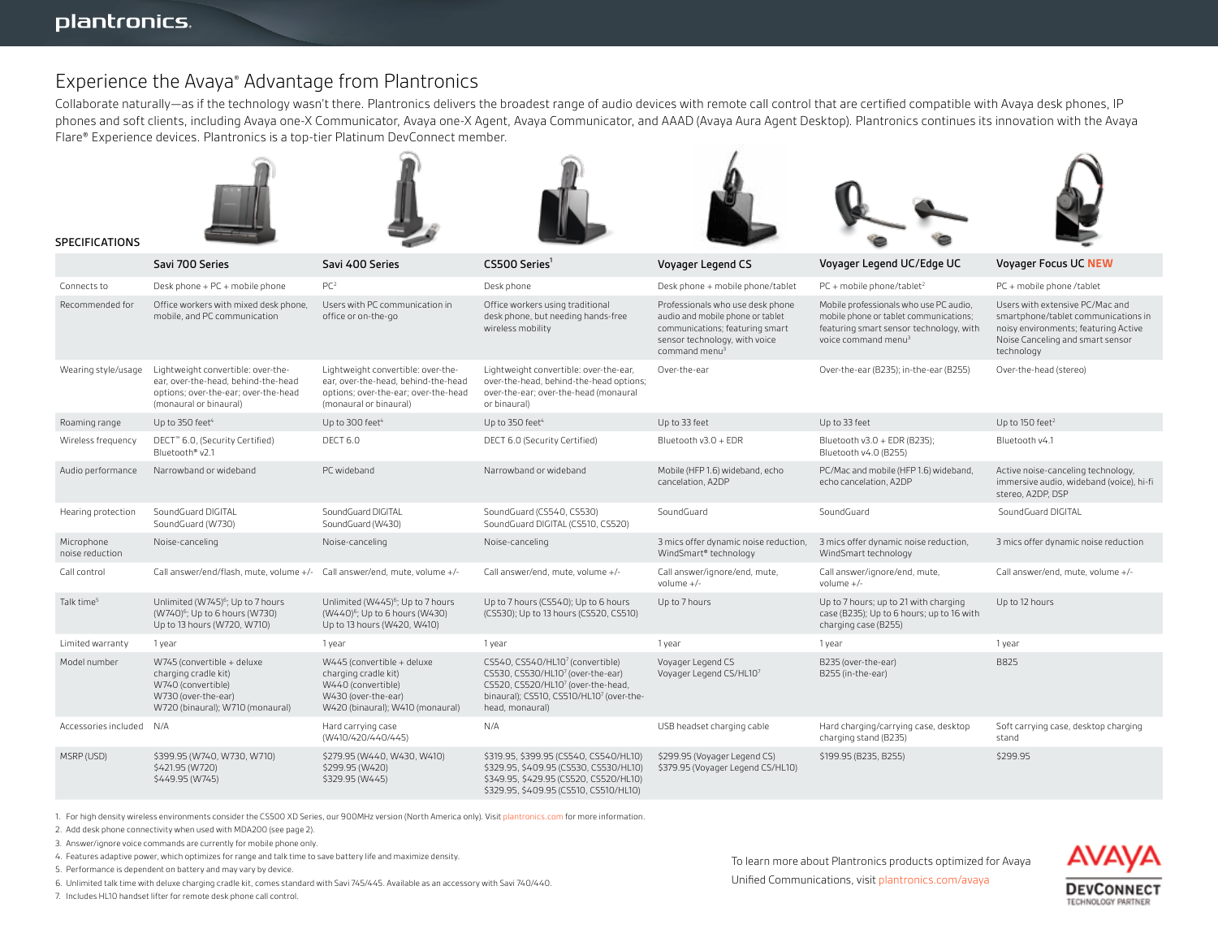# Experience the Avaya® Advantage from Plantronics

Collaborate naturally—as if the technology wasn't there. Plantronics delivers the broadest range of audio devices with remote call control that are certified compatible with Avaya desk phones, IP phones and soft clients, including Avaya one-X Communicator, Avaya one-X Agent, Avaya Communicator, and AAAD (Avaya Aura Agent Desktop). Plantronics continues its innovation with the Avaya Flare® Experience devices. Plantronics is a top-tier Platinum DevConnect member.

## SPECIFICATIONS

| | Savi 700 Series | Savi 400 Series | CS500 Series[1] | Voyager Legend CS | Voyager Legend UC/Edge UC | Voyager Focus UC NEW |
|---|---|---|---|---|---|---|
| Connects to | Desk phone + PC + mobile phone | PC[2] | Desk phone | Desk phone + mobile phone/tablet | PC + mobile phone/tablet[2] | PC + mobile phone /tablet |
| Recommended for | Office workers with mixed desk phone, mobile, and PC communication | Users with PC communication in office or on-the-go | Office workers using traditional desk phone, but needing hands-free wireless mobility | Professionals who use desk phone audio and mobile phone or tablet communications; featuring smart sensor technology, with voice command menu[3] | Mobile professionals who use PC audio, mobile phone or tablet communications; featuring smart sensor technology, with voice command menu[3] | Users with extensive PC/Mac and smartphone/tablet communications in noisy environments; featuring Active Noise Canceling and smart sensor technology |
| Wearing style/usage | Lightweight convertible: over-the-ear, over-the-head, behind-the-head options; over-the-ear; over-the-head (monaural or binaural) | Lightweight convertible: over-the-ear, over-the-head, behind-the-head options; over-the-ear; over-the-head (monaural or binaural) | Lightweight convertible: over-the-ear, over-the-head, behind-the-head options; over-the-ear; over-the-head (monaural or binaural) | Over-the-ear | Over-the-ear (B235); in-the-ear (B255) | Over-the-head (stereo) |
| Roaming range | Up to 350 feet[4] | Up to 300 feet[4] | Up to 350 feet[4] | Up to 33 feet | Up to 33 feet | Up to 150 feet[2] |
| Wireless frequency | DECT™ 6.0, (Security Certified) Bluetooth® v2.1 | DECT 6.0 | DECT 6.0 (Security Certified) | Bluetooth v3.0 + EDR | Bluetooth v3.0 + EDR (B235); Bluetooth v4.0 (B255) | Bluetooth v4.1 |
| Audio performance | Narrowband or wideband | PC wideband | Narrowband or wideband | Mobile (HFP 1.6) wideband, echo cancelation, A2DP | PC/Mac and mobile (HFP 1.6) wideband, echo cancelation, A2DP | Active noise-canceling technology, immersive audio, wideband (voice), hi-fi stereo, A2DP, DSP |
| Hearing protection | SoundGuard DIGITAL SoundGuard (W730) | SoundGuard DIGITAL SoundGuard (W430) | SoundGuard (CS540, CS530) SoundGuard DIGITAL (CS510, CS520) | SoundGuard | SoundGuard | SoundGuard DIGITAL |
| Microphone noise reduction | Noise-canceling | Noise-canceling | Noise-canceling | 3 mics offer dynamic noise reduction, WindSmart® technology | 3 mics offer dynamic noise reduction, WindSmart technology | 3 mics offer dynamic noise reduction |
| Call control | Call answer/end/flash, mute, volume +/- | Call answer/end, mute, volume +/- | Call answer/end, mute, volume +/- | Call answer/ignore/end, mute, volume +/- | Call answer/ignore/end, mute, volume +/- | Call answer/end, mute, volume +/- |
| Talk time[5] | Unlimited (W745)[6]; Up to 7 hours (W740)[6]; Up to 6 hours (W730) Up to 13 hours (W720, W710) | Unlimited (W445)[6]; Up to 7 hours (W440)[6]; Up to 6 hours (W430) Up to 13 hours (W420, W410) | Up to 7 hours (CS540); Up to 6 hours (CS530); Up to 13 hours (CS520, CS510) | Up to 7 hours | Up to 7 hours; up to 21 with charging case (B235); Up to 6 hours; up to 16 with charging case (B255) | Up to 12 hours |
| Limited warranty | 1 year | 1 year | 1 year | 1 year | 1 year | 1 year |
| Model number | W745 (convertible + deluxe charging cradle kit) W740 (convertible) W730 (over-the-ear) W720 (binaural); W710 (monaural) | W445 (convertible + deluxe charging cradle kit) W440 (convertible) W430 (over-the-ear) W420 (binaural); W410 (monaural) | CS540, CS540/HL10[7] (convertible) CS530, CS530/HL10[7] (over-the-ear) CS520, CS520/HL10[7] (over-the-head, binaural); CS510, CS510/HL10[7] (over-the-head, monaural) | Voyager Legend CS Voyager Legend CS/HL10[7] | B235 (over-the-ear) B255 (in-the-ear) | B825 |
| Accessories included | N/A | Hard carrying case (W410/420/440/445) | N/A | USB headset charging cable | Hard charging/carrying case, desktop charging stand (B235) | Soft carrying case, desktop charging stand |
| MSRP (USD) | $399.95 (W740, W730, W710) $421.95 (W720) $449.95 (W745) | $279.95 (W440, W430, W410) $299.95 (W420) $329.95 (W445) | $319.95, $399.95 (CS540, CS540/HL10) $329.95, $409.95 (CS530, CS530/HL10) $349.95, $429.95 (CS520, CS520/HL10) $329.95, $409.95 (CS510, CS510/HL10) | $299.95 (Voyager Legend CS) $379.95 (Voyager Legend CS/HL10) | $199.95 (B235, B255) | $299.95 |

1. For high density wireless environments consider the CS500 XD Series, our 900MHz version (North America only). Visit plantronics.com for more information.
2. Add desk phone connectivity when used with MDA200 (see page 2).
3. Answer/ignore voice commands are currently for mobile phone only.
4. Features adaptive power, which optimizes for range and talk time to save battery life and maximize density.
5. Performance is dependent on battery and may vary by device.
6. Unlimited talk time with deluxe charging cradle kit, comes standard with Savi 745/445. Available as an accessory with Savi 740/440.
7. Includes HL10 handset lifter for remote desk phone call control.

To learn more about Plantronics products optimized for Avaya Unified Communications, visit plantronics.com/avaya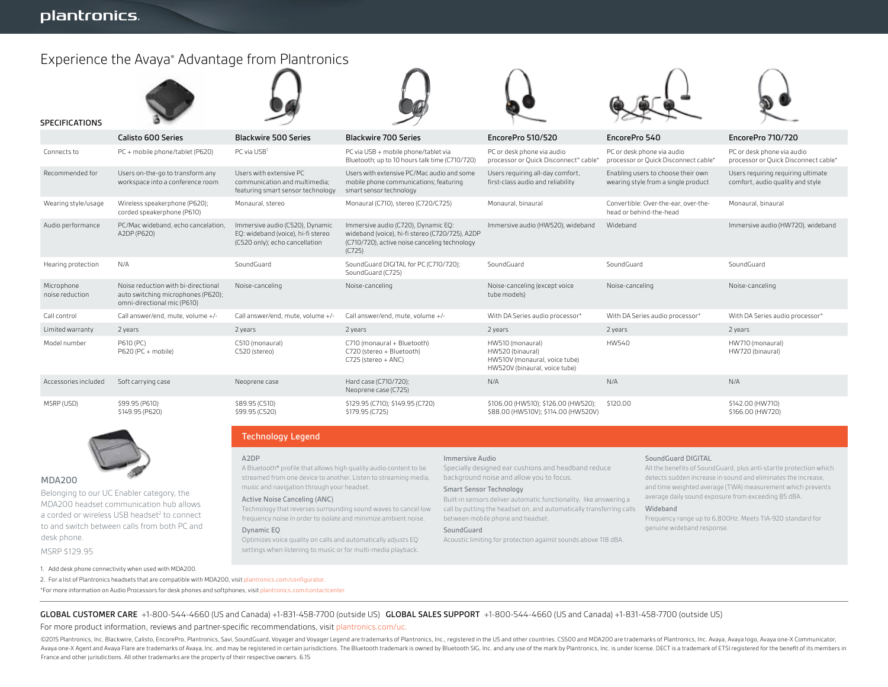# Experience the Avaya® Advantage from Plantronics

| SPECIFICATIONS | Calisto 600 Series | Blackwire 500 Series | Blackwire 700 Series | EncorePro 510/520 | EncorePro 540 | EncorePro 710/720 |
|---|---|---|---|---|---|---|
| Connects to | PC + mobile phone/tablet (P620) | PC via USB[1] | PC via USB + mobile phone/tablet via Bluetooth; up to 10 hours talk time (C710/720) | PC or desk phone via audio processor or Quick Disconnect™ cable* | PC or desk phone via audio processor or Quick Disconnect cable* | PC or desk phone via audio processor or Quick Disconnect cable* |
| Recommended for | Users on-the-go to transform any workspace into a conference room | Users with extensive PC communication and multimedia; featuring smart sensor technology | Users with extensive PC/Mac audio and some mobile phone communications; featuring smart sensor technology | Users requiring all-day comfort, first-class audio and reliability | Enabling users to choose their own wearing style from a single product | Users requiring requiring ultimate comfort, audio quality and style |
| Wearing style/usage | Wireless speakerphone (P620); corded speakerphone (P610) | Monaural, stereo | Monaural (C710), stereo (C720/C725) | Monaural, binaural | Convertible: Over-the-ear, over-the-head or behind-the-head | Monaural, binaural |
| Audio performance | PC/Mac wideband, echo cancelation, A2DP (P620) | Immersive audio (C520), Dynamic EQ: wideband (voice), hi-fi stereo (C520 only); echo cancellation | Immersive audio (C720), Dynamic EQ: wideband (voice), hi-fi stereo (C720/725), A2DP (C710/720), active noise canceling technology (C725) | Immersive audio (HW520), wideband | Wideband | Immersive audio (HW720), wideband |
| Hearing protection | N/A | SoundGuard | SoundGuard DIGITAL for PC (C710/720); SoundGuard (C725) | SoundGuard | SoundGuard | SoundGuard |
| Microphone noise reduction | Noise reduction with bi-directional auto switching microphones (P620); omni-directional mic (P610) | Noise-canceling | Noise-canceling | Noise-canceling (except voice tube models) | Noise-canceling | Noise-canceling |
| Call control | Call answer/end, mute, volume +/- | Call answer/end, mute, volume +/- | Call answer/end, mute, volume +/- | With DA Series audio processor* | With DA Series audio processor* | With DA Series audio processor* |
| Limited warranty | 2 years | 2 years | 2 years | 2 years | 2 years | 2 years |
| Model number | P610 (PC)<br>P620 (PC + mobile) | C510 (monaural)<br>C520 (stereo) | C710 (monaural + Bluetooth)<br>C720 (stereo + Bluetooth)<br>C725 (stereo + ANC) | HW510 (monaural)<br>HW520 (binaural)<br>HW510V (monaural, voice tube)<br>HW520V (binaural, voice tube) | HW540 | HW710 (monaural)<br>HW720 (binaural) |
| Accessories included | Soft carrying case | Neoprene case | Hard case (C710/720);<br>Neoprene case (C725) | N/A | N/A | N/A |
| MSRP (USD) | $99.95 (P610)<br>$149.95 (P620) | $89.95 (C510)<br>$99.95 (C520) | $129.95 (C710); $149.95 (C720)<br>$179.95 (C725) | $106.00 (HW510); $126.00 (HW520);<br>$88.00 (HW510V); $114.00 (HW520V) | $120.00 | $142.00 (HW710)<br>$166.00 (HW720) |

## MDA200

Belonging to our UC Enabler category, the MDA200 headset communication hub allows a corded or wireless USB headset[2] to connect to and switch between calls from both PC and desk phone.

MSRP $129.95

## Technology Legend

**A2DP**
A Bluetooth® profile that allows high quality audio content to be streamed from one device to another. Listen to streaming media, music and navigation through your headset.

**Active Noise Canceling (ANC)**
Technology that reverses surrounding sound waves to cancel low frequency noise in order to isolate and minimize ambient noise.

**Dynamic EQ**
Optimizes voice quality on calls and automatically adjusts EQ settings when listening to music or for multi-media playback.

**Immersive Audio**
Specially designed ear cushions and headband reduce background noise and allow you to focus.

**Smart Sensor Technology**
Built-in sensors deliver automatic functionality, like answering a call by putting the headset on, and automatically transferring calls between mobile phone and headset.

**SoundGuard**
Acoustic limiting for protection against sounds above 118 dBA.

**SoundGuard DIGITAL**
All the benefits of SoundGuard, plus anti-startle protection which detects sudden increase in sound and eliminates the increase, and time weighted average (TWA) measurement which prevents average daily sound exposure from exceeding 85 dBA.

**Wideband**
Frequency range up to 6,800Hz. Meets TIA-920 standard for genuine wideband response.

1. Add desk phone connectivity when used with MDA200.
2. For a list of Plantronics headsets that are compatible with MDA200, visit plantronics.com/configurator.

*For more information on Audio Processors for desk phones and softphones, visit plantronics.com/contactcenter.

**GLOBAL CUSTOMER CARE** +1-800-544-4660 (US and Canada) +1-831-458-7700 (outside US) **GLOBAL SALES SUPPORT** +1-800-544-4660 (US and Canada) +1-831-458-7700 (outside US)

For more product information, reviews and partner-specific recommendations, visit plantronics.com/uc.

©2015 Plantronics, Inc. Blackwire, Calisto, EncorePro, Plantronics, Savi, SoundGuard, Voyager and Voyager Legend are trademarks of Plantronics, Inc., registered in the US and other countries. CS500 and MDA200 are trademarks of Plantronics, Inc. Avaya, Avaya logo, Avaya one-X Communicator, Avaya one-X Agent and Avaya Flare are trademarks of Avaya, Inc. and may be registered in certain jurisdictions. The Bluetooth trademark is owned by Bluetooth SIG, Inc. and any use of the mark by Plantronics, Inc. is under license. DECT is a trademark of ETSI registered for the benefit of its members in France and other jurisdictions. All other trademarks are the property of their respective owners. 6.15